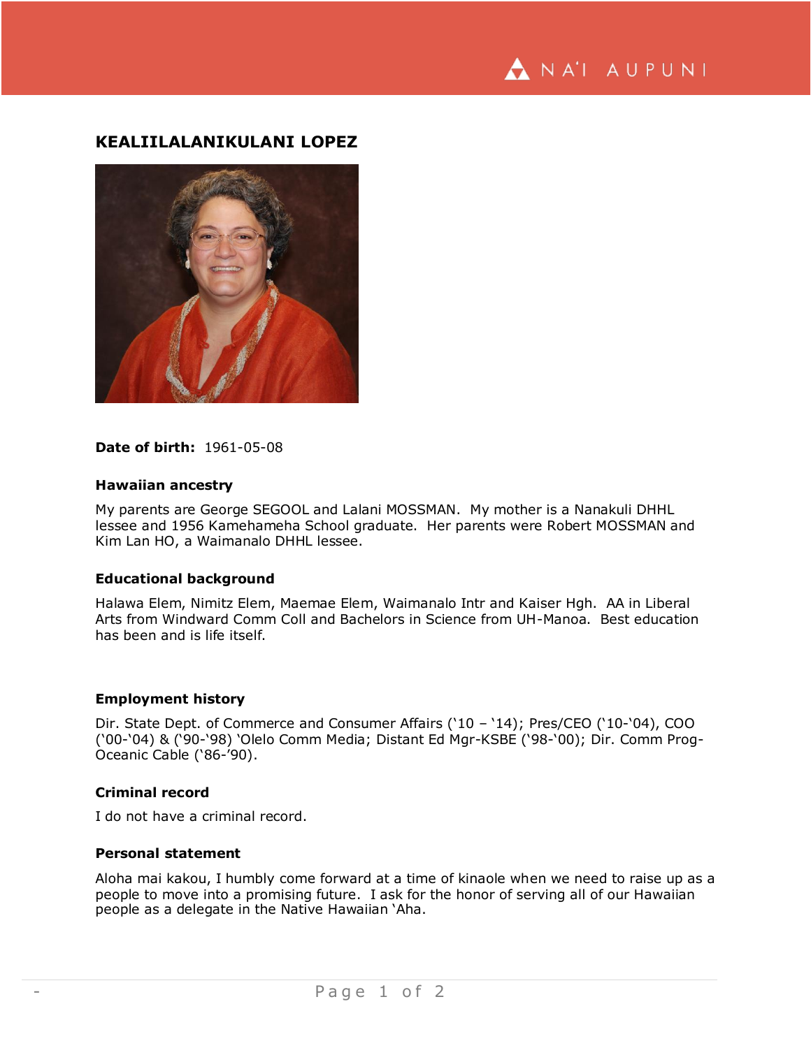## KEALIILALANIKULANI LOPEZ

**Date of birth:** 1961-05-08

### Hawaiian ancestry

My parents are George SEGOOL and Lalani MOSSMAN. My mother is a Nanakuli DHHL lessee and 1956 Kamehameha School graduate. Her parents were Robert MOSSMAN and Kim Lan HO, a Waimanalo DHHL lessee.

### Educational background

Halawa Elem, Nimitz Elem, Maemae Elem, Waimanalo Intr and Kaiser Hgh. AA in Liberal Arts from Windward Comm Coll and Bachelors in Science from UH-Manoa. Best education has been and is life itself.

### Employment history

Dir. State Dept. of Commerce and Consumer Affairs ('10 – '14); Pres/CEO ('10-'04), COO ('00-'04) & ('90-'98) 'Olelo Comm Media; Distant Ed Mgr-KSBE ('98-'00); Dir. Comm Prog-Oceanic Cable ('86-'90).

### Criminal record

I do not have a criminal record.

### Personal statement

Aloha mai kakou, I humbly come forward at a time of kinaole when we need to raise up as a people to move into a promising future. I ask for the honor of serving all of our Hawaiian people as a delegate in the Native Hawaiian 'Aha.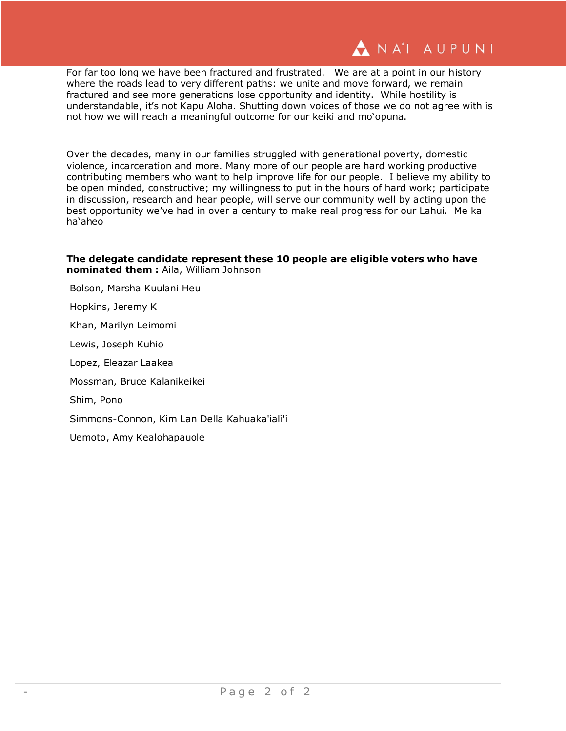For far too long we have been fractured and frustrated. We are at a point in our history where the roads lead to very different paths: we unite and move forward, we remain fractured and see more generations lose opportunity and identity. While hostility is understandable, it's not Kapu Aloha. Shutting down voices of those we do not agree with is not how we will reach a meaningful outcome for our keiki and moʻopuna.

Over the decades, many in our families struggled with generational poverty, domestic violence, incarceration and more. Many more of our people are hard working productive contributing members who want to help improve life for our people. I believe my ability to be open minded, constructive; my willingness to put in the hours of hard work; participate in discussion, research and hear people, will serve our community well by acting upon the best opportunity we've had in over a century to make real progress for our Lahui. Me ka haʻaheo

**The delegate candidate represent these 10 people are eligible voters who have nominated them :** Aila, William Johnson

Bolson, Marsha Kuulani Heu

Hopkins, Jeremy K

Khan, Marilyn Leimomi

Lewis, Joseph Kuhio

Lopez, Eleazar Laakea

Mossman, Bruce Kalanikeikei

Shim, Pono

Simmons-Connon, Kim Lan Della Kahuaka'iali'i

Uemoto, Amy Kealohapauole